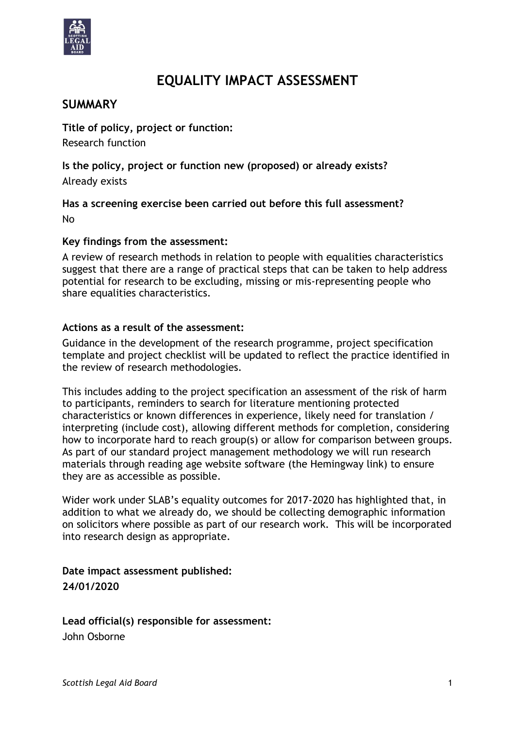# EQUALITY IMPACT ASSESSMENT

## SUMMARY

**Title of policy, project or function:**

Research function

**Is the policy, project or function new (proposed) or already exists?**

Already exists

**Has a screening exercise been carried out before this full assessment?**

No

**Key findings from the assessment:**

A review of research methods in relation to people with equalities characteristics suggest that there are a range of practical steps that can be taken to help address potential for research to be excluding, missing or mis-representing people who share equalities characteristics.

**Actions as a result of the assessment:**

Guidance in the development of the research programme, project specification template and project checklist will be updated to reflect the practice identified in the review of research methodologies.

This includes adding to the project specification an assessment of the risk of harm to participants, reminders to search for literature mentioning protected characteristics or known differences in experience, likely need for translation / interpreting (include cost), allowing different methods for completion, considering how to incorporate hard to reach group(s) or allow for comparison between groups. As part of our standard project management methodology we will run research materials through reading age website software (the Hemingway link) to ensure they are as accessible as possible.

Wider work under SLAB's equality outcomes for 2017-2020 has highlighted that, in addition to what we already do, we should be collecting demographic information on solicitors where possible as part of our research work. This will be incorporated into research design as appropriate.

**Date impact assessment published:**

**24/01/2020**

**Lead official(s) responsible for assessment:**

John Osborne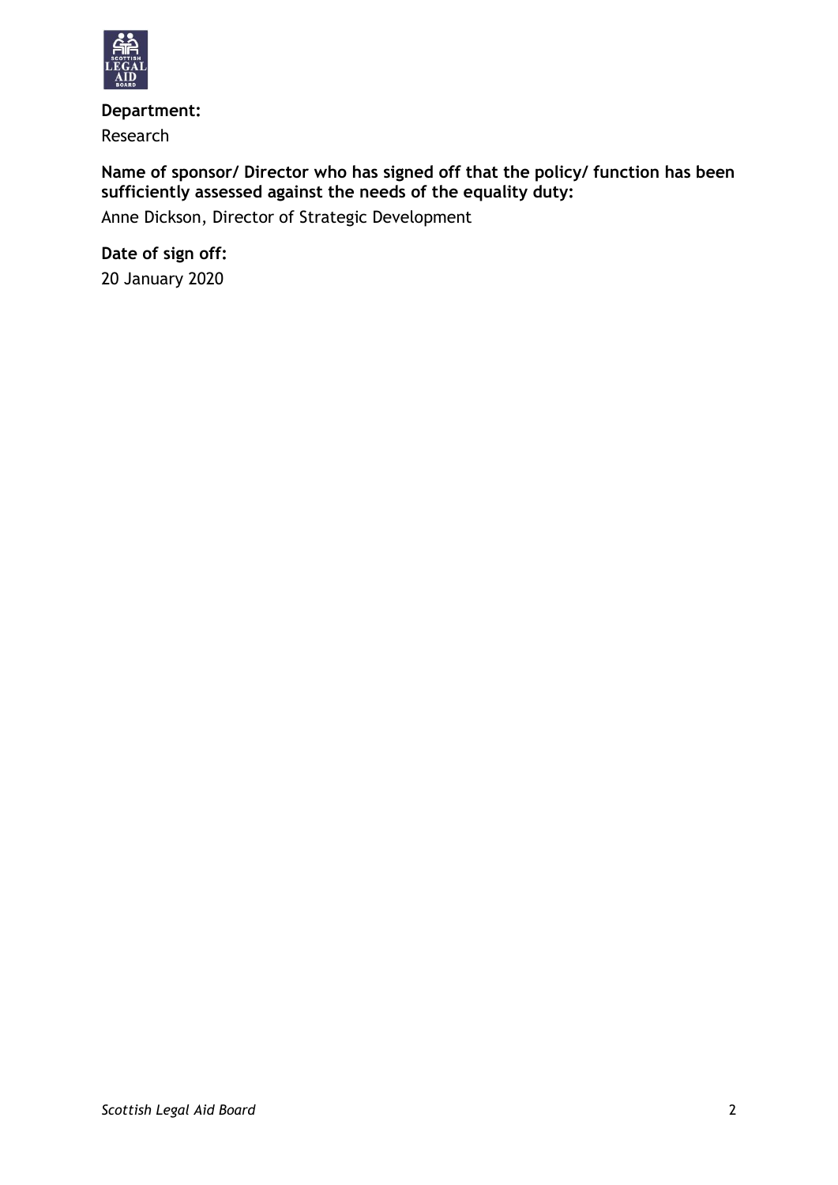**Department:**

Research

**Name of sponsor/ Director who has signed off that the policy/ function has been sufficiently assessed against the needs of the equality duty:**

Anne Dickson, Director of Strategic Development

**Date of sign off:**

20 January 2020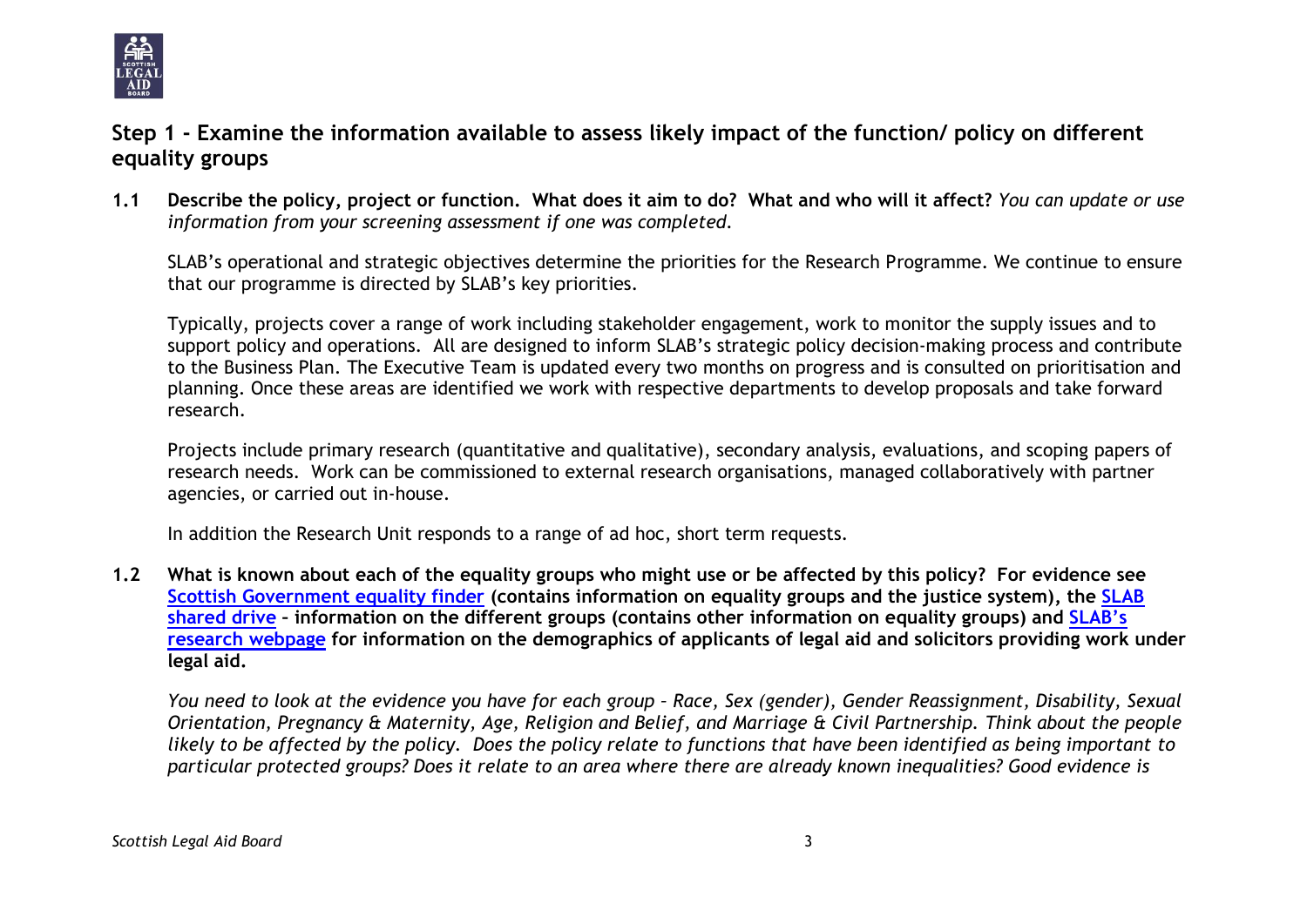## Step 1 - Examine the information available to assess likely impact of the function/ policy on different equality groups

**1.1 Describe the policy, project or function. What does it aim to do? What and who will it affect?** *You can update or use information from your screening assessment if one was completed.*

SLAB's operational and strategic objectives determine the priorities for the Research Programme. We continue to ensure that our programme is directed by SLAB's key priorities.

Typically, projects cover a range of work including stakeholder engagement, work to monitor the supply issues and to support policy and operations. All are designed to inform SLAB's strategic policy decision-making process and contribute to the Business Plan. The Executive Team is updated every two months on progress and is consulted on prioritisation and planning. Once these areas are identified we work with respective departments to develop proposals and take forward research.

Projects include primary research (quantitative and qualitative), secondary analysis, evaluations, and scoping papers of research needs. Work can be commissioned to external research organisations, managed collaboratively with partner agencies, or carried out in-house.

In addition the Research Unit responds to a range of ad hoc, short term requests.

**1.2 What is known about each of the equality groups who might use or be affected by this policy? For evidence see [Scottish Government equality finder](#) (contains information on equality groups and the justice system), the [SLAB shared drive](#) – information on the different groups (contains other information on equality groups) and [SLAB's research webpage](#) for information on the demographics of applicants of legal aid and solicitors providing work under legal aid.**

*You need to look at the evidence you have for each group – Race, Sex (gender), Gender Reassignment, Disability, Sexual Orientation, Pregnancy & Maternity, Age, Religion and Belief, and Marriage & Civil Partnership. Think about the people likely to be affected by the policy. Does the policy relate to functions that have been identified as being important to particular protected groups? Does it relate to an area where there are already known inequalities? Good evidence is*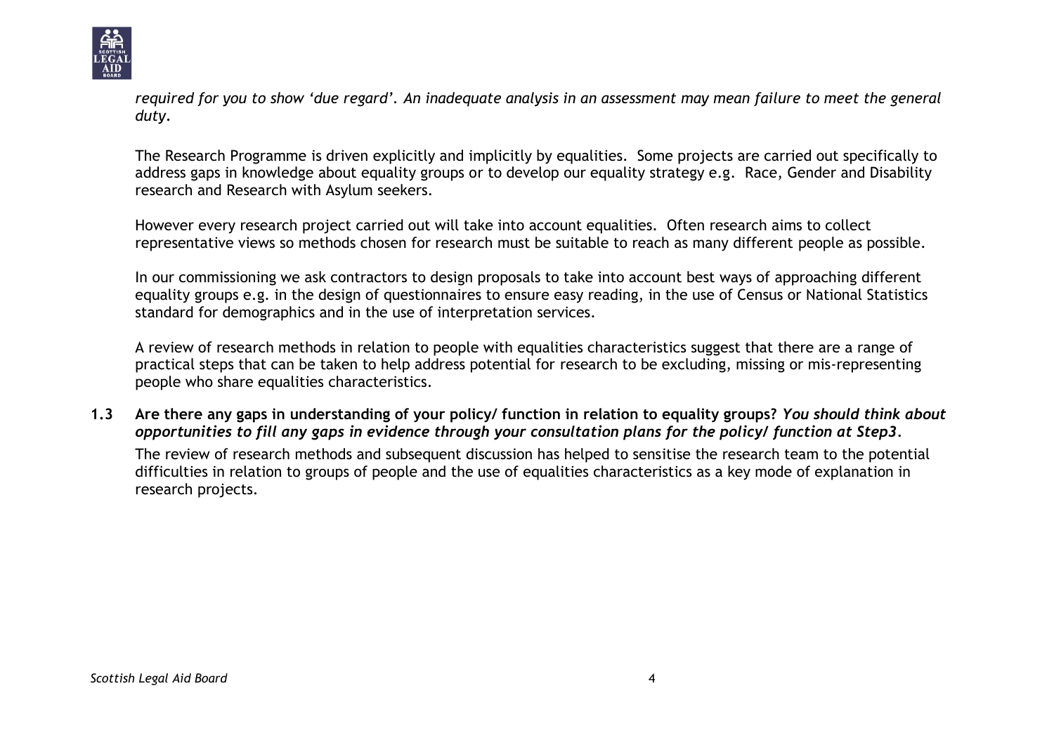*required for you to show 'due regard'. An inadequate analysis in an assessment may mean failure to meet the general duty.*

The Research Programme is driven explicitly and implicitly by equalities. Some projects are carried out specifically to address gaps in knowledge about equality groups or to develop our equality strategy e.g. Race, Gender and Disability research and Research with Asylum seekers.

However every research project carried out will take into account equalities. Often research aims to collect representative views so methods chosen for research must be suitable to reach as many different people as possible.

In our commissioning we ask contractors to design proposals to take into account best ways of approaching different equality groups e.g. in the design of questionnaires to ensure easy reading, in the use of Census or National Statistics standard for demographics and in the use of interpretation services.

A review of research methods in relation to people with equalities characteristics suggest that there are a range of practical steps that can be taken to help address potential for research to be excluding, missing or mis-representing people who share equalities characteristics.

**1.3 Are there any gaps in understanding of your policy/ function in relation to equality groups?** ***You should think about opportunities to fill any gaps in evidence through your consultation plans for the policy/ function at Step3.***

The review of research methods and subsequent discussion has helped to sensitise the research team to the potential difficulties in relation to groups of people and the use of equalities characteristics as a key mode of explanation in research projects.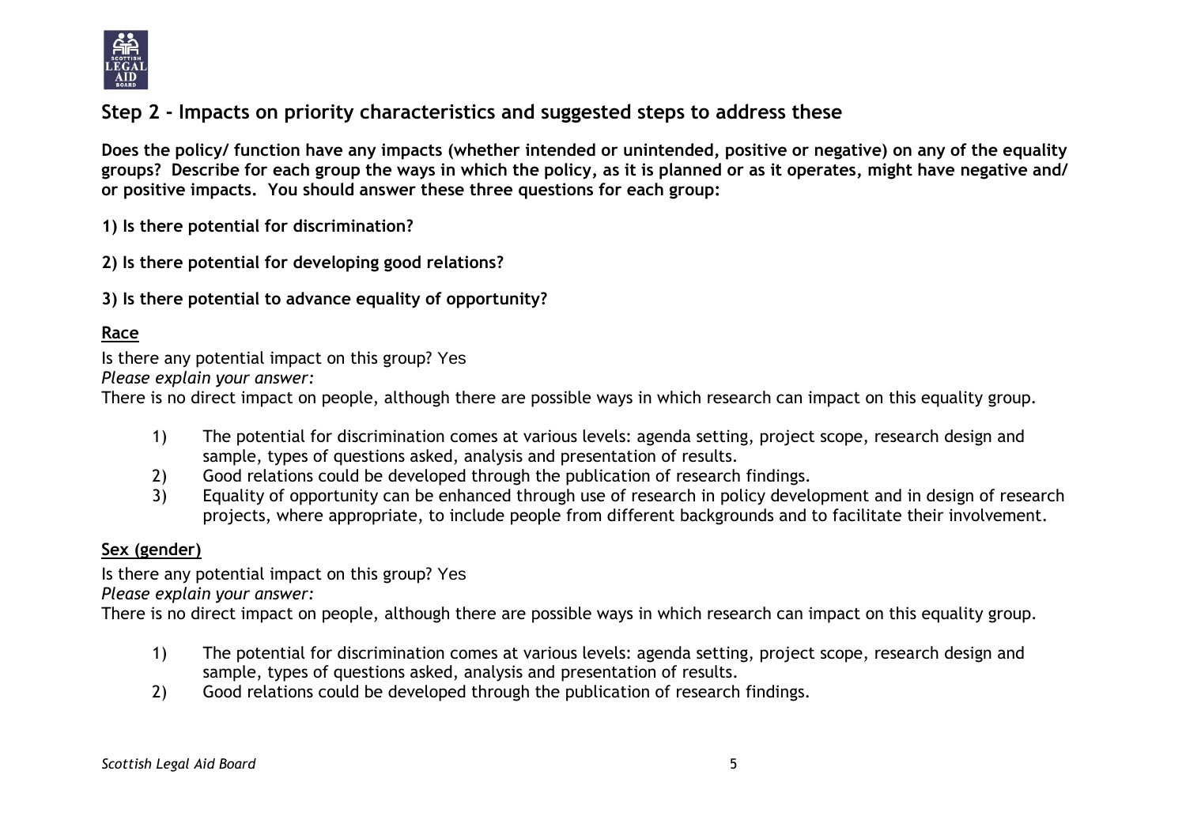## Step 2 - Impacts on priority characteristics and suggested steps to address these

**Does the policy/ function have any impacts (whether intended or unintended, positive or negative) on any of the equality groups? Describe for each group the ways in which the policy, as it is planned or as it operates, might have negative and/ or positive impacts. You should answer these three questions for each group:**

**1) Is there potential for discrimination?**

**2) Is there potential for developing good relations?**

**3) Is there potential to advance equality of opportunity?**

**Race**

Is there any potential impact on this group? Yes

*Please explain your answer:*

There is no direct impact on people, although there are possible ways in which research can impact on this equality group.

1) The potential for discrimination comes at various levels: agenda setting, project scope, research design and sample, types of questions asked, analysis and presentation of results.
2) Good relations could be developed through the publication of research findings.
3) Equality of opportunity can be enhanced through use of research in policy development and in design of research projects, where appropriate, to include people from different backgrounds and to facilitate their involvement.

**Sex (gender)**

Is there any potential impact on this group? Yes

*Please explain your answer:*

There is no direct impact on people, although there are possible ways in which research can impact on this equality group.

1) The potential for discrimination comes at various levels: agenda setting, project scope, research design and sample, types of questions asked, analysis and presentation of results.
2) Good relations could be developed through the publication of research findings.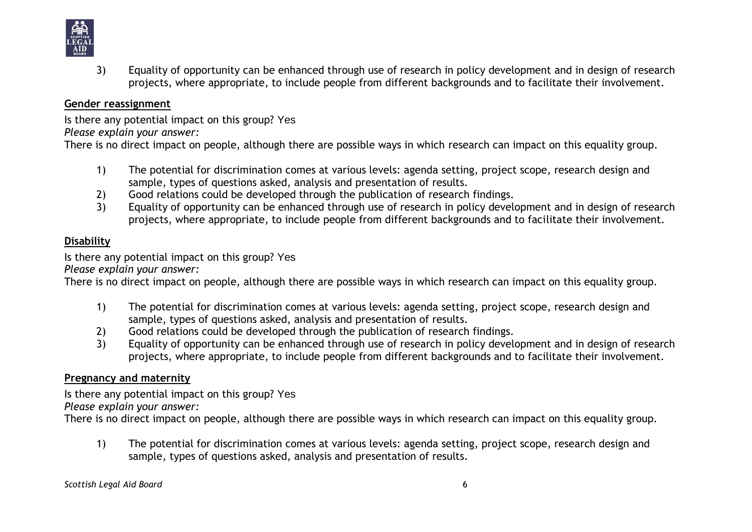3) Equality of opportunity can be enhanced through use of research in policy development and in design of research projects, where appropriate, to include people from different backgrounds and to facilitate their involvement.

**Gender reassignment**

Is there any potential impact on this group? Yes

*Please explain your answer:*

There is no direct impact on people, although there are possible ways in which research can impact on this equality group.

1) The potential for discrimination comes at various levels: agenda setting, project scope, research design and sample, types of questions asked, analysis and presentation of results.
2) Good relations could be developed through the publication of research findings.
3) Equality of opportunity can be enhanced through use of research in policy development and in design of research projects, where appropriate, to include people from different backgrounds and to facilitate their involvement.

**Disability**

Is there any potential impact on this group? Yes

*Please explain your answer:*

There is no direct impact on people, although there are possible ways in which research can impact on this equality group.

1) The potential for discrimination comes at various levels: agenda setting, project scope, research design and sample, types of questions asked, analysis and presentation of results.
2) Good relations could be developed through the publication of research findings.
3) Equality of opportunity can be enhanced through use of research in policy development and in design of research projects, where appropriate, to include people from different backgrounds and to facilitate their involvement.

**Pregnancy and maternity**

Is there any potential impact on this group? Yes

*Please explain your answer:*

There is no direct impact on people, although there are possible ways in which research can impact on this equality group.

1) The potential for discrimination comes at various levels: agenda setting, project scope, research design and sample, types of questions asked, analysis and presentation of results.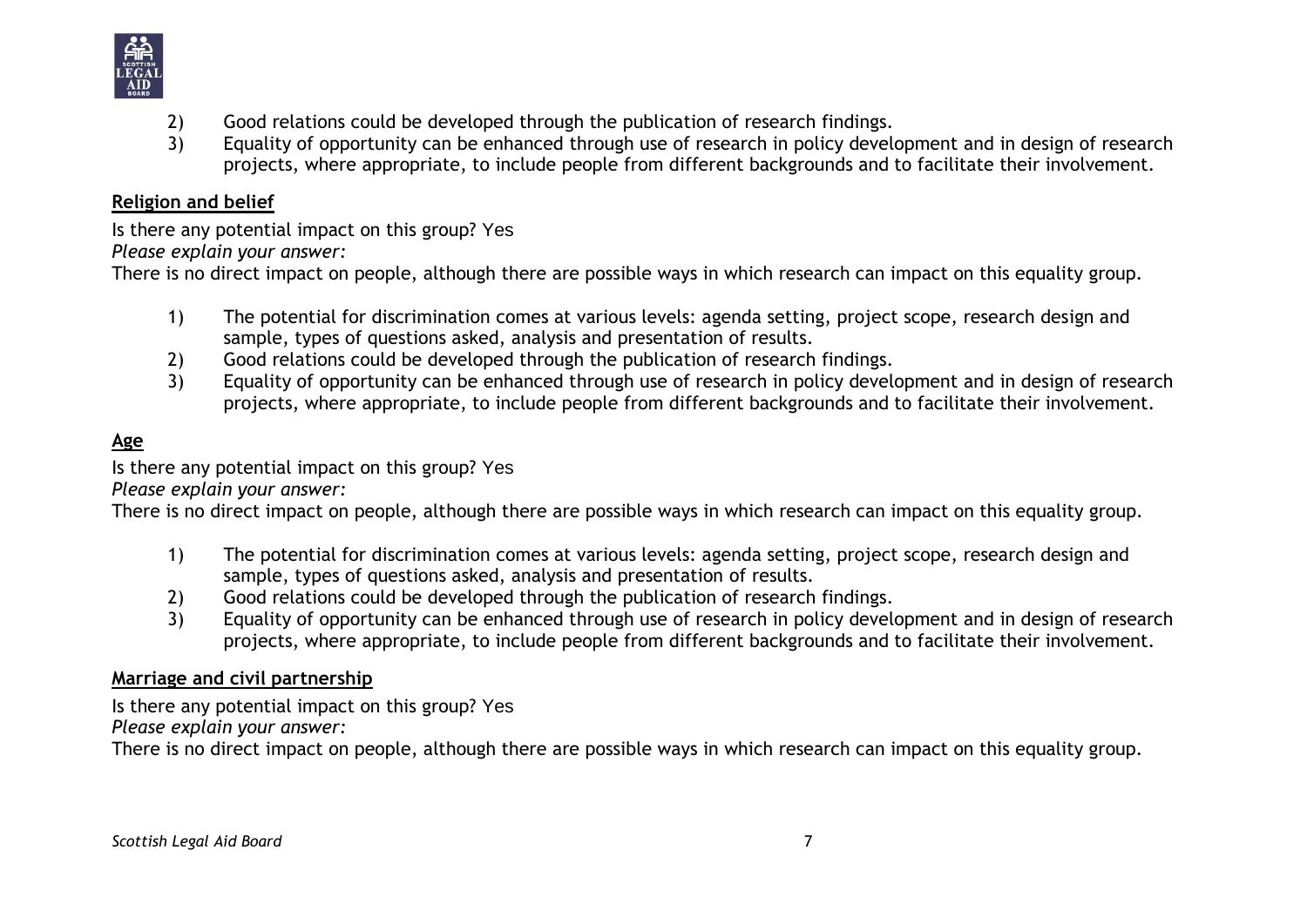2) Good relations could be developed through the publication of research findings.
3) Equality of opportunity can be enhanced through use of research in policy development and in design of research projects, where appropriate, to include people from different backgrounds and to facilitate their involvement.

**Religion and belief**

Is there any potential impact on this group? Yes

*Please explain your answer:*

There is no direct impact on people, although there are possible ways in which research can impact on this equality group.

1) The potential for discrimination comes at various levels: agenda setting, project scope, research design and sample, types of questions asked, analysis and presentation of results.
2) Good relations could be developed through the publication of research findings.
3) Equality of opportunity can be enhanced through use of research in policy development and in design of research projects, where appropriate, to include people from different backgrounds and to facilitate their involvement.

**Age**

Is there any potential impact on this group? Yes

*Please explain your answer:*

There is no direct impact on people, although there are possible ways in which research can impact on this equality group.

1) The potential for discrimination comes at various levels: agenda setting, project scope, research design and sample, types of questions asked, analysis and presentation of results.
2) Good relations could be developed through the publication of research findings.
3) Equality of opportunity can be enhanced through use of research in policy development and in design of research projects, where appropriate, to include people from different backgrounds and to facilitate their involvement.

**Marriage and civil partnership**

Is there any potential impact on this group? Yes

*Please explain your answer:*

There is no direct impact on people, although there are possible ways in which research can impact on this equality group.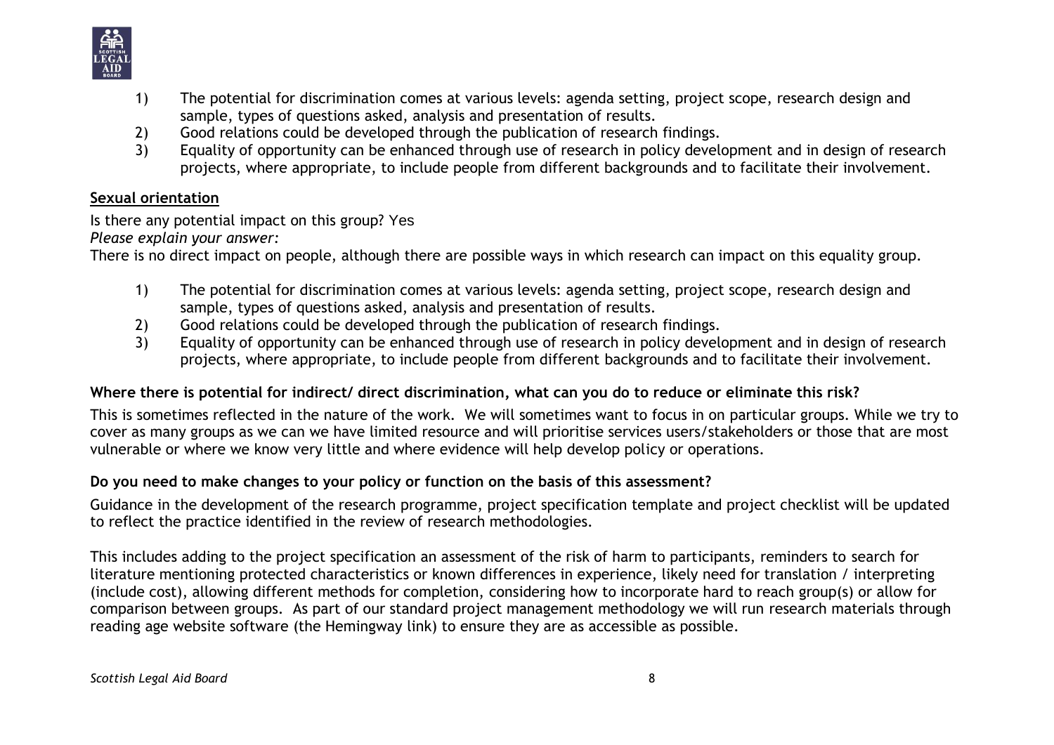1) The potential for discrimination comes at various levels: agenda setting, project scope, research design and sample, types of questions asked, analysis and presentation of results.
2) Good relations could be developed through the publication of research findings.
3) Equality of opportunity can be enhanced through use of research in policy development and in design of research projects, where appropriate, to include people from different backgrounds and to facilitate their involvement.

**Sexual orientation**

Is there any potential impact on this group? Yes

*Please explain your answer:*

There is no direct impact on people, although there are possible ways in which research can impact on this equality group.

1) The potential for discrimination comes at various levels: agenda setting, project scope, research design and sample, types of questions asked, analysis and presentation of results.
2) Good relations could be developed through the publication of research findings.
3) Equality of opportunity can be enhanced through use of research in policy development and in design of research projects, where appropriate, to include people from different backgrounds and to facilitate their involvement.

**Where there is potential for indirect/ direct discrimination, what can you do to reduce or eliminate this risk?**

This is sometimes reflected in the nature of the work. We will sometimes want to focus in on particular groups. While we try to cover as many groups as we can we have limited resource and will prioritise services users/stakeholders or those that are most vulnerable or where we know very little and where evidence will help develop policy or operations.

**Do you need to make changes to your policy or function on the basis of this assessment?**

Guidance in the development of the research programme, project specification template and project checklist will be updated to reflect the practice identified in the review of research methodologies.

This includes adding to the project specification an assessment of the risk of harm to participants, reminders to search for literature mentioning protected characteristics or known differences in experience, likely need for translation / interpreting (include cost), allowing different methods for completion, considering how to incorporate hard to reach group(s) or allow for comparison between groups. As part of our standard project management methodology we will run research materials through reading age website software (the Hemingway link) to ensure they are as accessible as possible.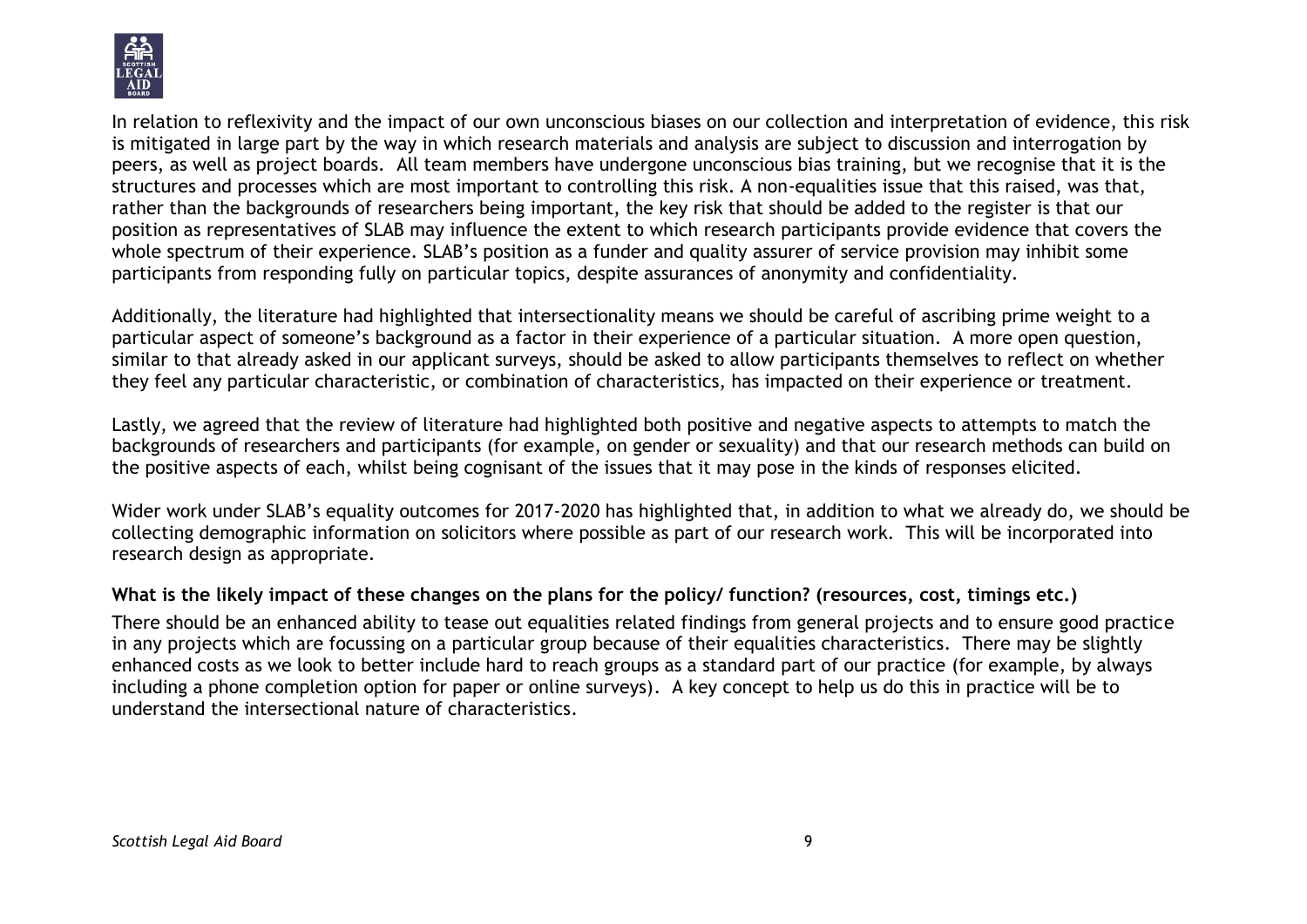In relation to reflexivity and the impact of our own unconscious biases on our collection and interpretation of evidence, this risk is mitigated in large part by the way in which research materials and analysis are subject to discussion and interrogation by peers, as well as project boards. All team members have undergone unconscious bias training, but we recognise that it is the structures and processes which are most important to controlling this risk. A non-equalities issue that this raised, was that, rather than the backgrounds of researchers being important, the key risk that should be added to the register is that our position as representatives of SLAB may influence the extent to which research participants provide evidence that covers the whole spectrum of their experience. SLAB's position as a funder and quality assurer of service provision may inhibit some participants from responding fully on particular topics, despite assurances of anonymity and confidentiality.

Additionally, the literature had highlighted that intersectionality means we should be careful of ascribing prime weight to a particular aspect of someone's background as a factor in their experience of a particular situation. A more open question, similar to that already asked in our applicant surveys, should be asked to allow participants themselves to reflect on whether they feel any particular characteristic, or combination of characteristics, has impacted on their experience or treatment.

Lastly, we agreed that the review of literature had highlighted both positive and negative aspects to attempts to match the backgrounds of researchers and participants (for example, on gender or sexuality) and that our research methods can build on the positive aspects of each, whilst being cognisant of the issues that it may pose in the kinds of responses elicited.

Wider work under SLAB's equality outcomes for 2017-2020 has highlighted that, in addition to what we already do, we should be collecting demographic information on solicitors where possible as part of our research work. This will be incorporated into research design as appropriate.

**What is the likely impact of these changes on the plans for the policy/ function? (resources, cost, timings etc.)**

There should be an enhanced ability to tease out equalities related findings from general projects and to ensure good practice in any projects which are focussing on a particular group because of their equalities characteristics. There may be slightly enhanced costs as we look to better include hard to reach groups as a standard part of our practice (for example, by always including a phone completion option for paper or online surveys). A key concept to help us do this in practice will be to understand the intersectional nature of characteristics.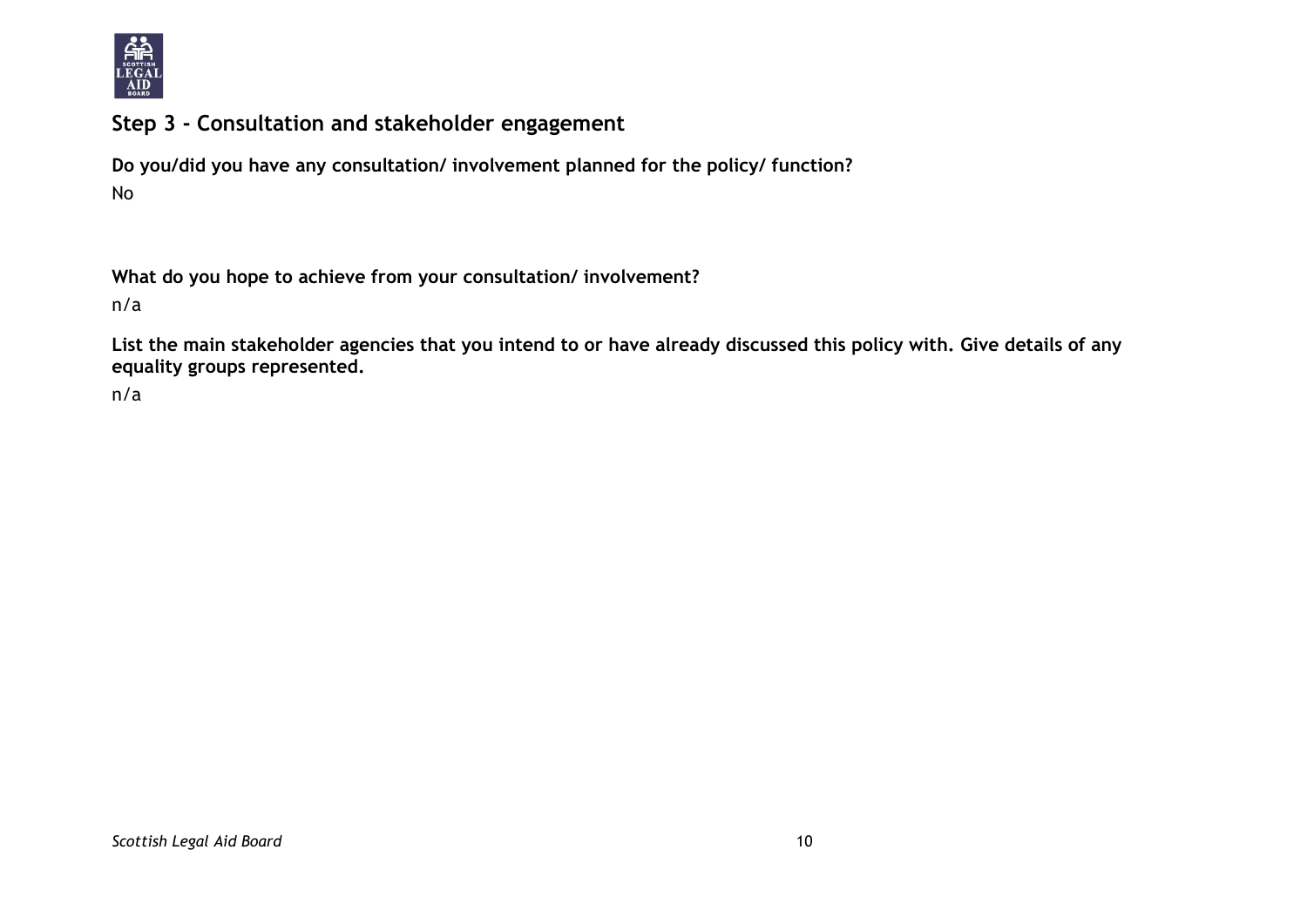## Step 3 - Consultation and stakeholder engagement

**Do you/did you have any consultation/ involvement planned for the policy/ function?**

No

**What do you hope to achieve from your consultation/ involvement?**

n/a

**List the main stakeholder agencies that you intend to or have already discussed this policy with. Give details of any equality groups represented.**

n/a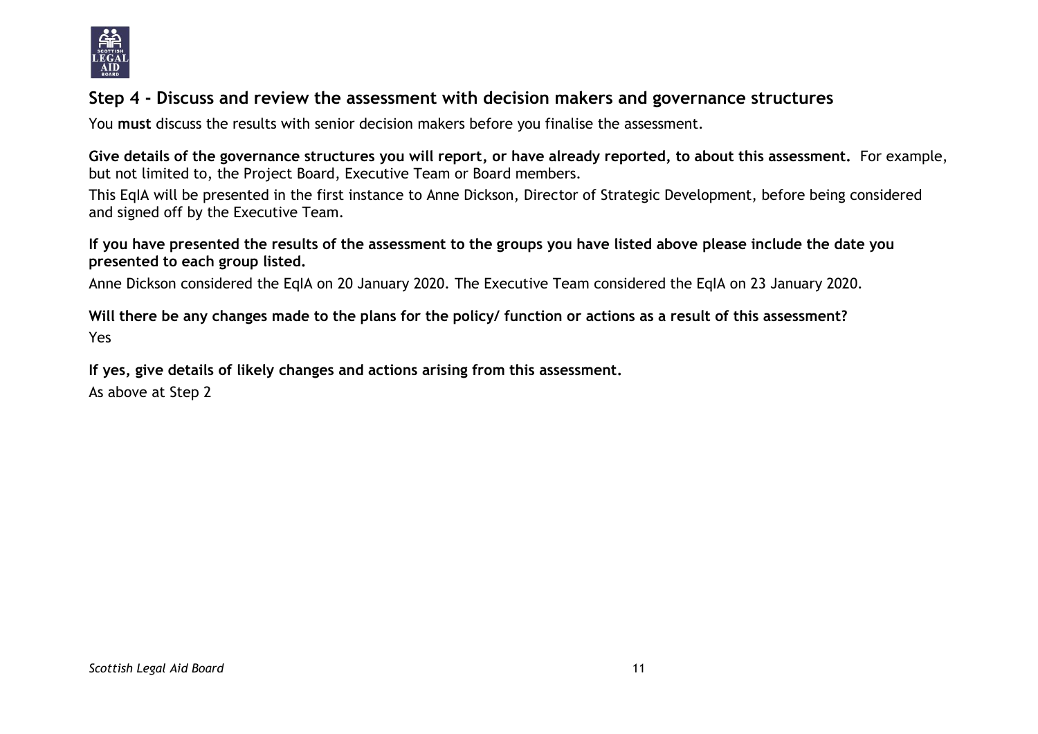## Step 4 - Discuss and review the assessment with decision makers and governance structures

You **must** discuss the results with senior decision makers before you finalise the assessment.

**Give details of the governance structures you will report, or have already reported, to about this assessment.** For example, but not limited to, the Project Board, Executive Team or Board members.

This EqIA will be presented in the first instance to Anne Dickson, Director of Strategic Development, before being considered and signed off by the Executive Team.

**If you have presented the results of the assessment to the groups you have listed above please include the date you presented to each group listed.**

Anne Dickson considered the EqIA on 20 January 2020. The Executive Team considered the EqIA on 23 January 2020.

**Will there be any changes made to the plans for the policy/ function or actions as a result of this assessment?**

Yes

**If yes, give details of likely changes and actions arising from this assessment.**

As above at Step 2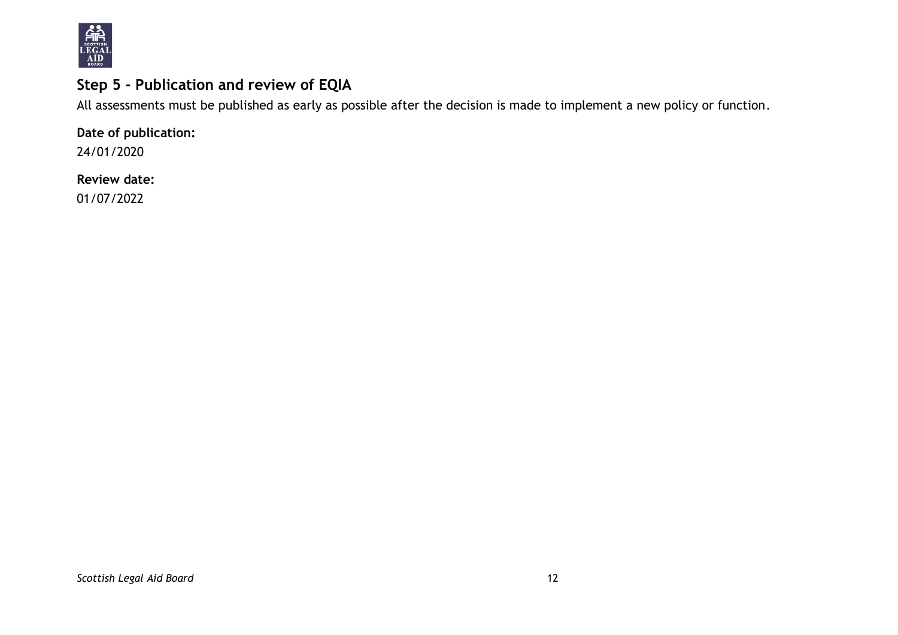## Step 5 - Publication and review of EQIA

All assessments must be published as early as possible after the decision is made to implement a new policy or function.

**Date of publication:**

24/01/2020

**Review date:**

01/07/2022